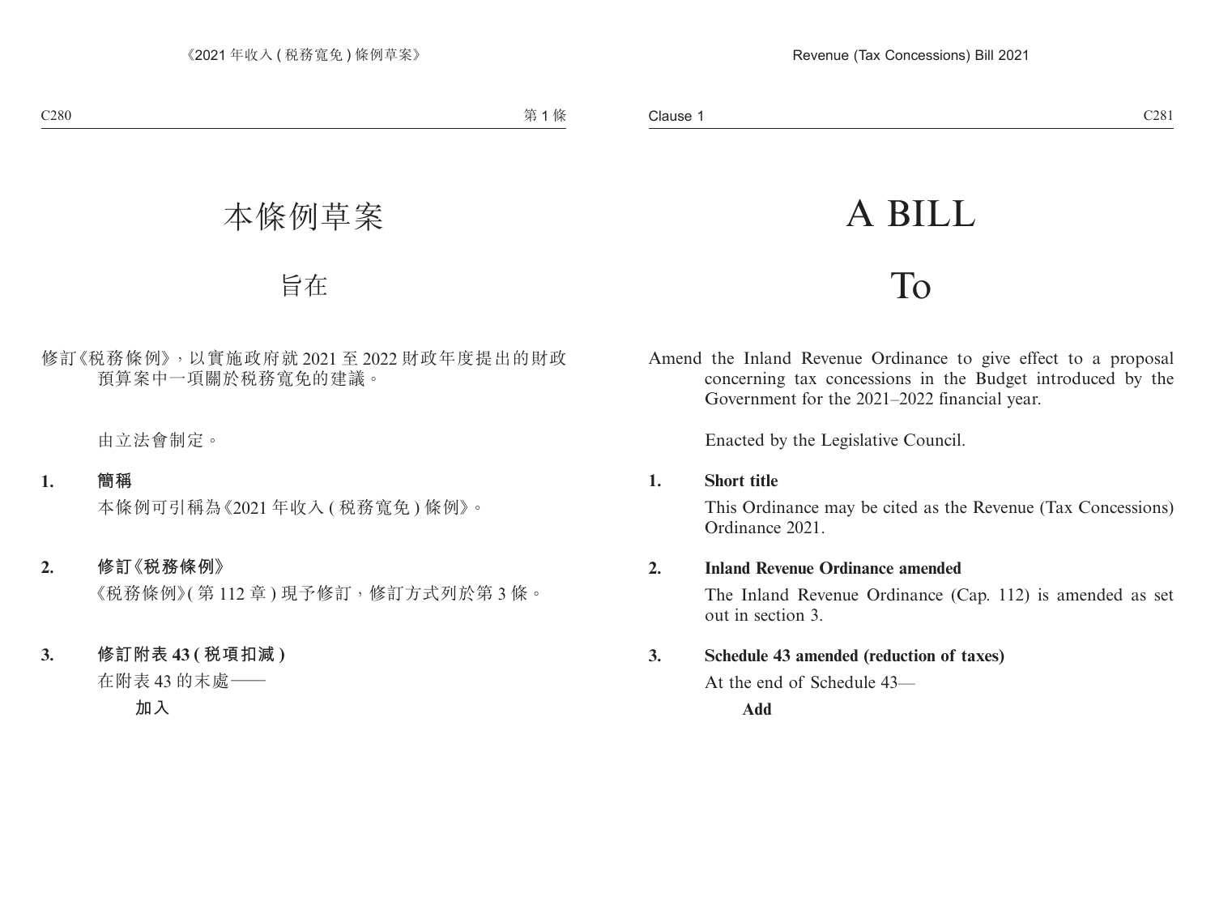# 本條例草案

## 旨在

修訂《稅務條例》，以實施政府就 2021 至 2022 財政年度提出的財政預算案中一項關於稅務寬免的建議。

由立法會制定。

**1. 簡稱**

本條例可引稱為《2021 年收入 ( 稅務寬免 ) 條例》。

**2. 修訂《稅務條例》**

《稅務條例》( 第 112 章 ) 現予修訂，修訂方式列於第 3 條。

**3. 修訂附表 43 ( 稅項扣減 )**

在附表 43 的末處——

**加入**

# A BILL

## To

Amend the Inland Revenue Ordinance to give effect to a proposal concerning tax concessions in the Budget introduced by the Government for the 2021–2022 financial year.

Enacted by the Legislative Council.

**1. Short title**

This Ordinance may be cited as the Revenue (Tax Concessions) Ordinance 2021.

**2. Inland Revenue Ordinance amended**

The Inland Revenue Ordinance (Cap. 112) is amended as set out in section 3.

**3. Schedule 43 amended (reduction of taxes)**

At the end of Schedule 43—

**Add**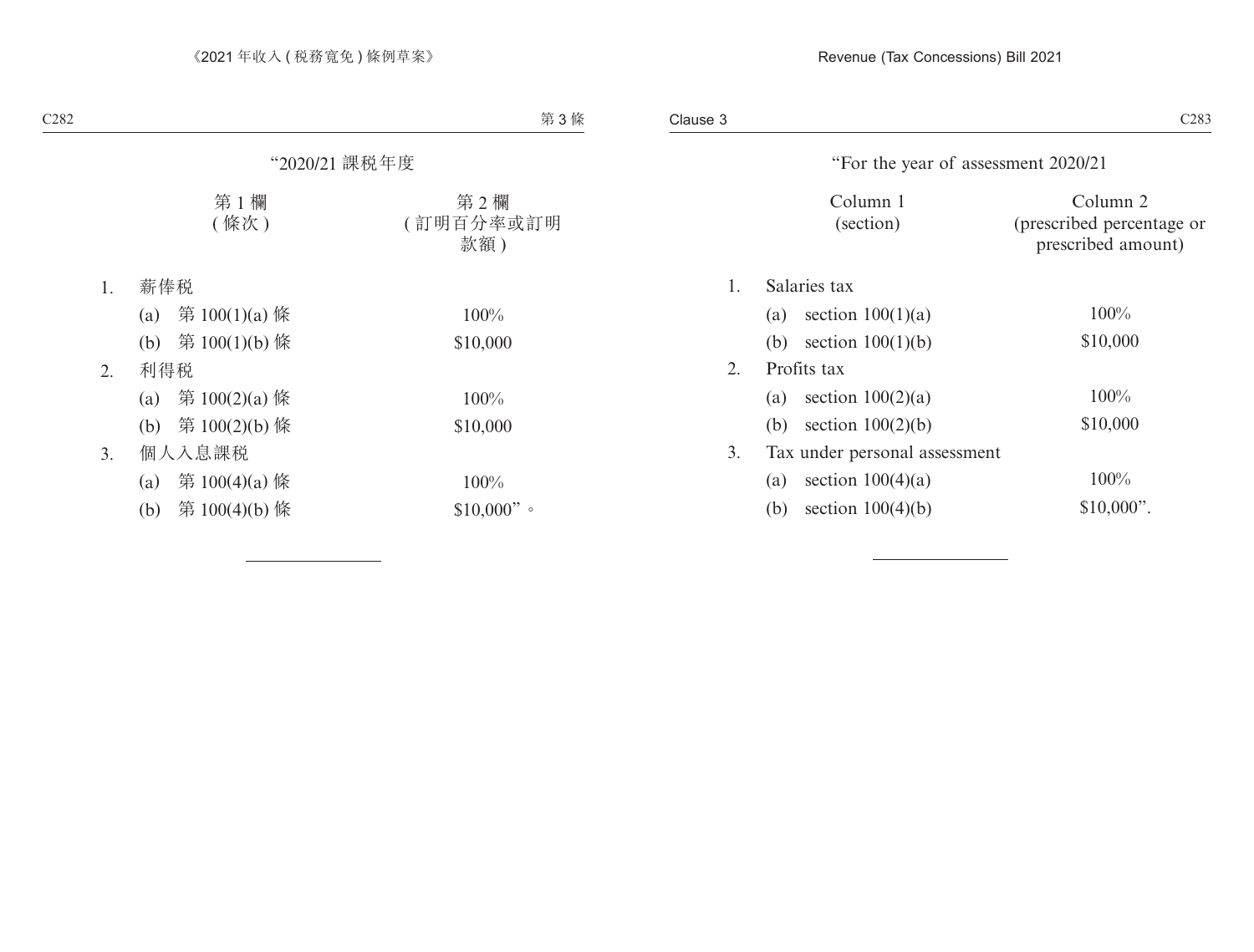"2020/21 課税年度

| | 第 1 欄<br>(條次) | 第 2 欄<br>(訂明百分率或訂明款額) |
|---|---|---|
| 1. | 薪俸稅 | |
| | (a) 第 100(1)(a) 條 | 100% |
| | (b) 第 100(1)(b) 條 | $10,000 |
| 2. | 利得稅 | |
| | (a) 第 100(2)(a) 條 | 100% |
| | (b) 第 100(2)(b) 條 | $10,000 |
| 3. | 個人入息課稅 | |
| | (a) 第 100(4)(a) 條 | 100% |
| | (b) 第 100(4)(b) 條 | $10,000"。 |

---

"For the year of assessment 2020/21

| | Column 1<br>(section) | Column 2<br>(prescribed percentage or prescribed amount) |
|---|---|---|
| 1. | Salaries tax | |
| | (a) section 100(1)(a) | 100% |
| | (b) section 100(1)(b) | $10,000 |
| 2. | Profits tax | |
| | (a) section 100(2)(a) | 100% |
| | (b) section 100(2)(b) | $10,000 |
| 3. | Tax under personal assessment | |
| | (a) section 100(4)(a) | 100% |
| | (b) section 100(4)(b) | $10,000". |

---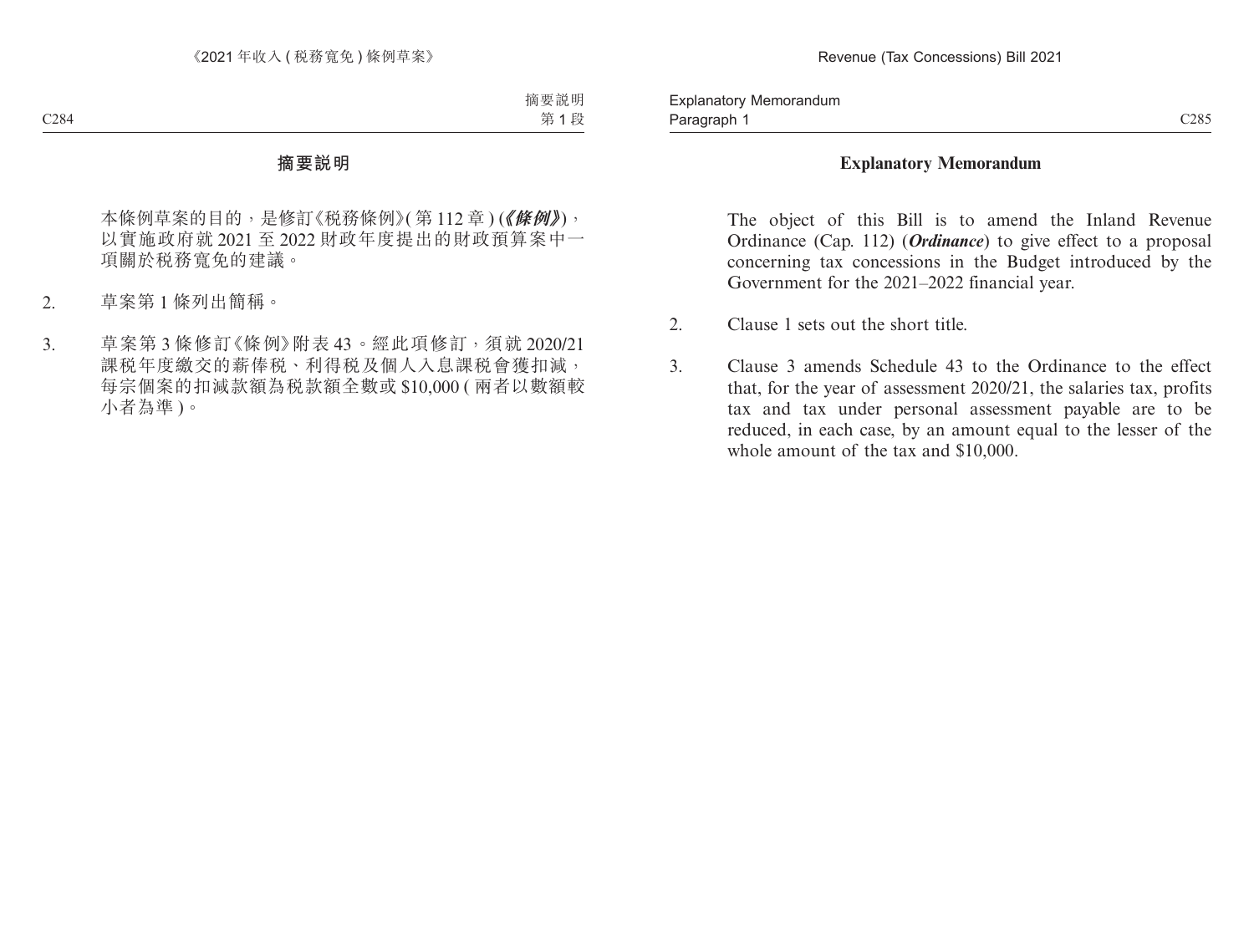# 摘要說明

本條例草案的目的，是修訂《稅務條例》(第 112 章 ) (***《條例》***)，以實施政府就 2021 至 2022 財政年度提出的財政預算案中一項關於稅務寬免的建議。

2. 草案第 1 條列出簡稱。

3. 草案第 3 條修訂《條例》附表 43。經此項修訂，須就 2020/21 課稅年度繳交的薪俸稅、利得稅及個人入息課稅會獲扣減，每宗個案的扣減款額為稅款額全數或 $10,000 ( 兩者以數額較小者為準 )。

# Explanatory Memorandum

The object of this Bill is to amend the Inland Revenue Ordinance (Cap. 112) (***Ordinance***) to give effect to a proposal concerning tax concessions in the Budget introduced by the Government for the 2021–2022 financial year.

2. Clause 1 sets out the short title.

3. Clause 3 amends Schedule 43 to the Ordinance to the effect that, for the year of assessment 2020/21, the salaries tax, profits tax and tax under personal assessment payable are to be reduced, in each case, by an amount equal to the lesser of the whole amount of the tax and $10,000.